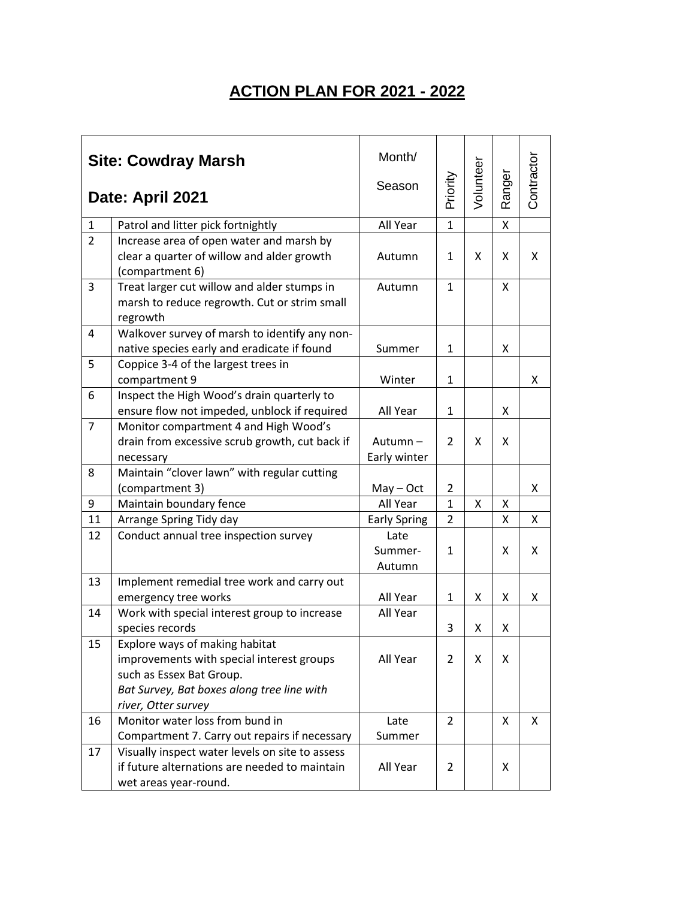# ACTION PLAN FOR 2021 - 2022

| **Site: Cowdray Marsh**<br><br>**Date: April 2021** | | Month/<br><br>Season | Priority | Volunteer | Ranger | Contractor |
|---|---|---|---|---|---|---|
| 1 | Patrol and litter pick fortnightly | All Year | 1 | | X | |
| 2 | Increase area of open water and marsh by clear a quarter of willow and alder growth (compartment 6) | Autumn | 1 | X | X | X |
| 3 | Treat larger cut willow and alder stumps in marsh to reduce regrowth. Cut or strim small regrowth | Autumn | 1 | | X | |
| 4 | Walkover survey of marsh to identify any non-native species early and eradicate if found | Summer | 1 | | X | |
| 5 | Coppice 3-4 of the largest trees in compartment 9 | Winter | 1 | | | X |
| 6 | Inspect the High Wood's drain quarterly to ensure flow not impeded, unblock if required | All Year | 1 | | X | |
| 7 | Monitor compartment 4 and High Wood's drain from excessive scrub growth, cut back if necessary | Autumn – Early winter | 2 | X | X | |
| 8 | Maintain "clover lawn" with regular cutting (compartment 3) | May – Oct | 2 | | | X |
| 9 | Maintain boundary fence | All Year | 1 | X | X | |
| 11 | Arrange Spring Tidy day | Early Spring | 2 | | X | X |
| 12 | Conduct annual tree inspection survey | Late Summer-Autumn | 1 | | X | X |
| 13 | Implement remedial tree work and carry out emergency tree works | All Year | 1 | X | X | X |
| 14 | Work with special interest group to increase species records | All Year | 3 | X | X | |
| 15 | Explore ways of making habitat improvements with special interest groups such as Essex Bat Group.<br>*Bat Survey, Bat boxes along tree line with river, Otter survey* | All Year | 2 | X | X | |
| 16 | Monitor water loss from bund in Compartment 7. Carry out repairs if necessary | Late Summer | 2 | | X | X |
| 17 | Visually inspect water levels on site to assess if future alternations are needed to maintain wet areas year-round. | All Year | 2 | | X | |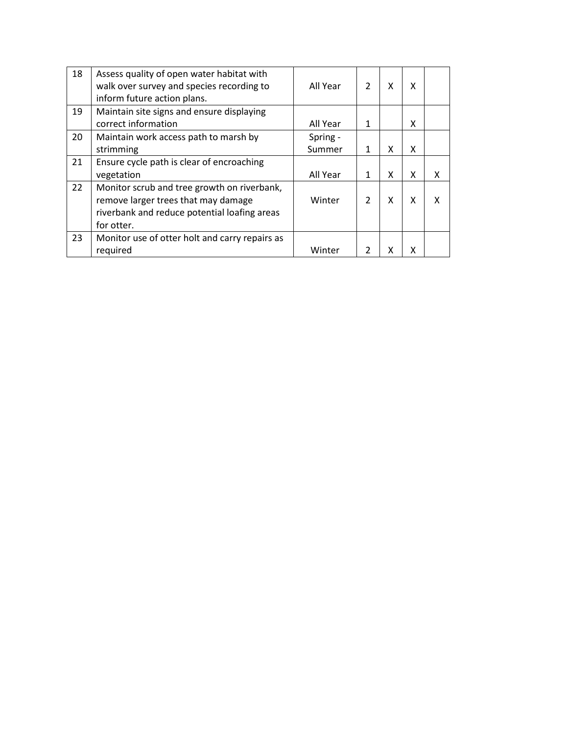| | | | | | | |
|---|---|---|---|---|---|---|
| 18 | Assess quality of open water habitat with walk over survey and species recording to inform future action plans. | All Year | 2 | X | X | |
| 19 | Maintain site signs and ensure displaying correct information | All Year | 1 | | X | |
| 20 | Maintain work access path to marsh by strimming | Spring - Summer | 1 | X | X | |
| 21 | Ensure cycle path is clear of encroaching vegetation | All Year | 1 | X | X | X |
| 22 | Monitor scrub and tree growth on riverbank, remove larger trees that may damage riverbank and reduce potential loafing areas for otter. | Winter | 2 | X | X | X |
| 23 | Monitor use of otter holt and carry repairs as required | Winter | 2 | X | X | |